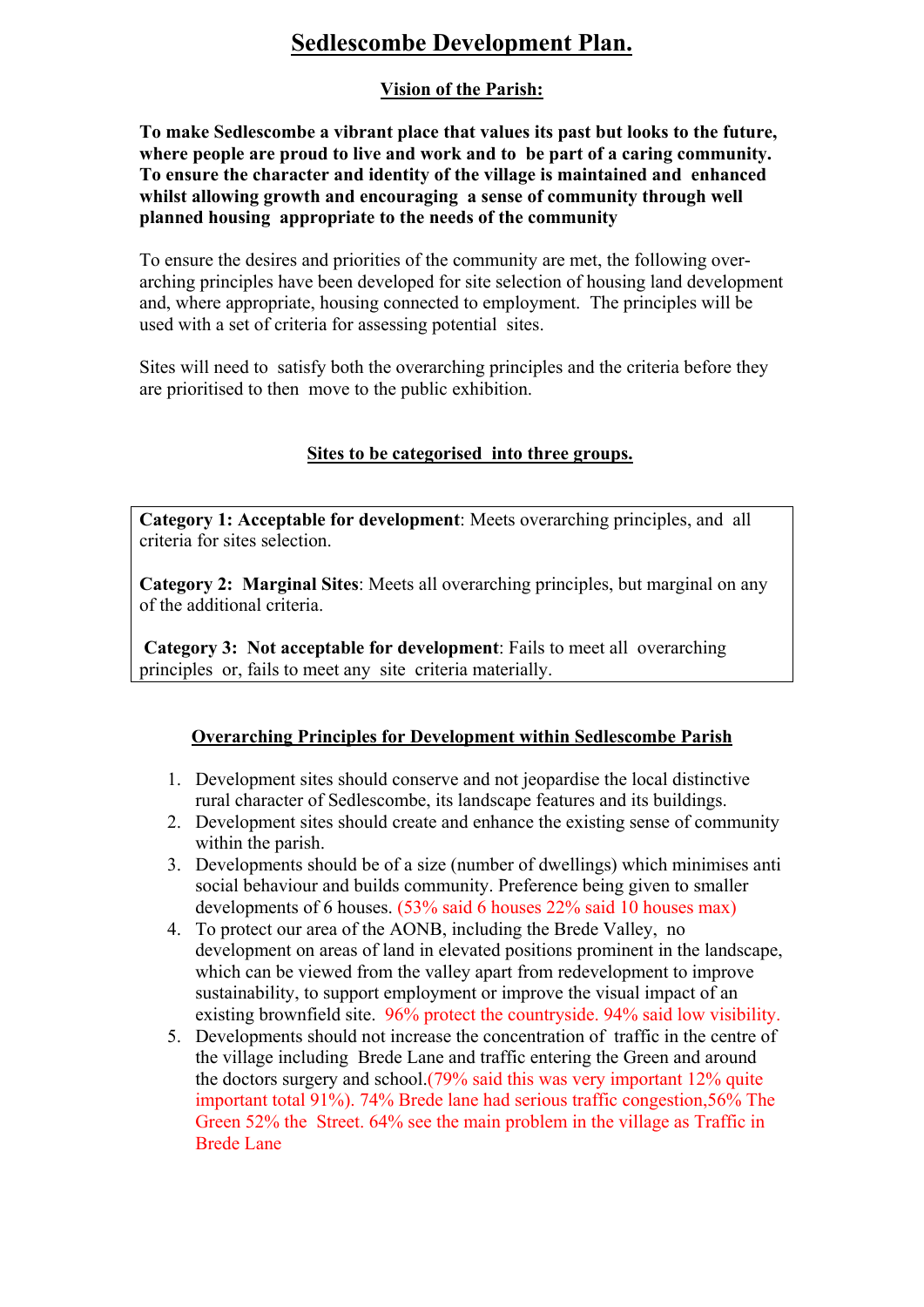# Sedlescombe Development Plan.

## Vision of the Parish:

**To make Sedlescombe a vibrant place that values its past but looks to the future, where people are proud to live and work and to be part of a caring community. To ensure the character and identity of the village is maintained and enhanced whilst allowing growth and encouraging a sense of community through well planned housing appropriate to the needs of the community**

To ensure the desires and priorities of the community are met, the following over-arching principles have been developed for site selection of housing land development and, where appropriate, housing connected to employment. The principles will be used with a set of criteria for assessing potential sites.

Sites will need to satisfy both the overarching principles and the criteria before they are prioritised to then move to the public exhibition.

## Sites to be categorised into three groups.

**Category 1: Acceptable for development**: Meets overarching principles, and all criteria for sites selection.

**Category 2: Marginal Sites**: Meets all overarching principles, but marginal on any of the additional criteria.

**Category 3: Not acceptable for development**: Fails to meet all overarching principles or, fails to meet any site criteria materially.

## Overarching Principles for Development within Sedlescombe Parish

1. Development sites should conserve and not jeopardise the local distinctive rural character of Sedlescombe, its landscape features and its buildings.
2. Development sites should create and enhance the existing sense of community within the parish.
3. Developments should be of a size (number of dwellings) which minimises anti social behaviour and builds community. Preference being given to smaller developments of 6 houses. (53% said 6 houses 22% said 10 houses max)
4. To protect our area of the AONB, including the Brede Valley, no development on areas of land in elevated positions prominent in the landscape, which can be viewed from the valley apart from redevelopment to improve sustainability, to support employment or improve the visual impact of an existing brownfield site. 96% protect the countryside. 94% said low visibility.
5. Developments should not increase the concentration of traffic in the centre of the village including Brede Lane and traffic entering the Green and around the doctors surgery and school.(79% said this was very important 12% quite important total 91%). 74% Brede lane had serious traffic congestion,56% The Green 52% the Street. 64% see the main problem in the village as Traffic in Brede Lane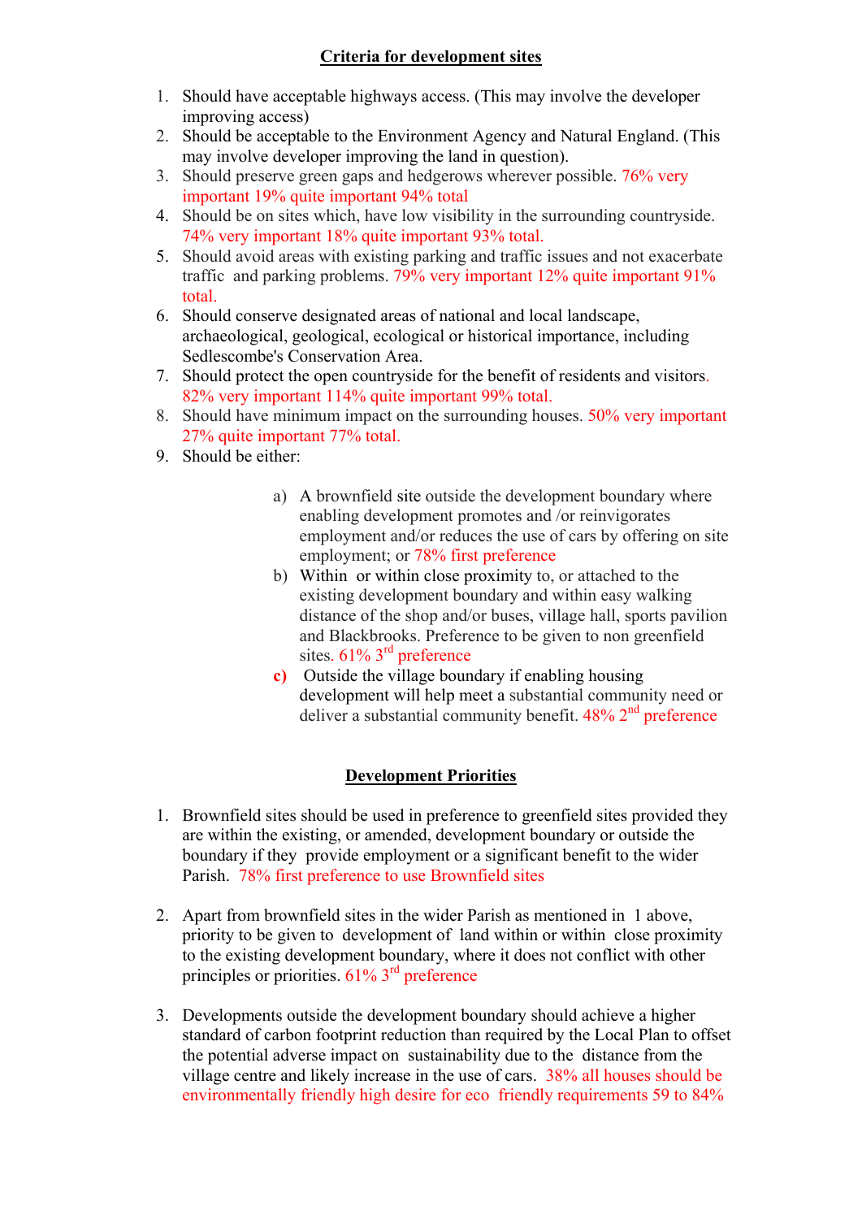## Criteria for development sites

1. Should have acceptable highways access. (This may involve the developer improving access)
2. Should be acceptable to the Environment Agency and Natural England. (This may involve developer improving the land in question).
3. Should preserve green gaps and hedgerows wherever possible. 76% very important 19% quite important 94% total
4. Should be on sites which, have low visibility in the surrounding countryside. 74% very important 18% quite important 93% total.
5. Should avoid areas with existing parking and traffic issues and not exacerbate traffic and parking problems. 79% very important 12% quite important 91% total.
6. Should conserve designated areas of national and local landscape, archaeological, geological, ecological or historical importance, including Sedlescombe's Conservation Area.
7. Should protect the open countryside for the benefit of residents and visitors. 82% very important 114% quite important 99% total.
8. Should have minimum impact on the surrounding houses. 50% very important 27% quite important 77% total.
9. Should be either:

   a) A brownfield site outside the development boundary where enabling development promotes and /or reinvigorates employment and/or reduces the use of cars by offering on site employment; or 78% first preference
   b) Within or within close proximity to, or attached to the existing development boundary and within easy walking distance of the shop and/or buses, village hall, sports pavilion and Blackbrooks. Preference to be given to non greenfield sites. 61% 3rd preference
   c) Outside the village boundary if enabling housing development will help meet a substantial community need or deliver a substantial community benefit. 48% 2nd preference

## Development Priorities

1. Brownfield sites should be used in preference to greenfield sites provided they are within the existing, or amended, development boundary or outside the boundary if they provide employment or a significant benefit to the wider Parish. 78% first preference to use Brownfield sites

2. Apart from brownfield sites in the wider Parish as mentioned in 1 above, priority to be given to development of land within or within close proximity to the existing development boundary, where it does not conflict with other principles or priorities. 61% 3rd preference

3. Developments outside the development boundary should achieve a higher standard of carbon footprint reduction than required by the Local Plan to offset the potential adverse impact on sustainability due to the distance from the village centre and likely increase in the use of cars. 38% all houses should be environmentally friendly high desire for eco friendly requirements 59 to 84%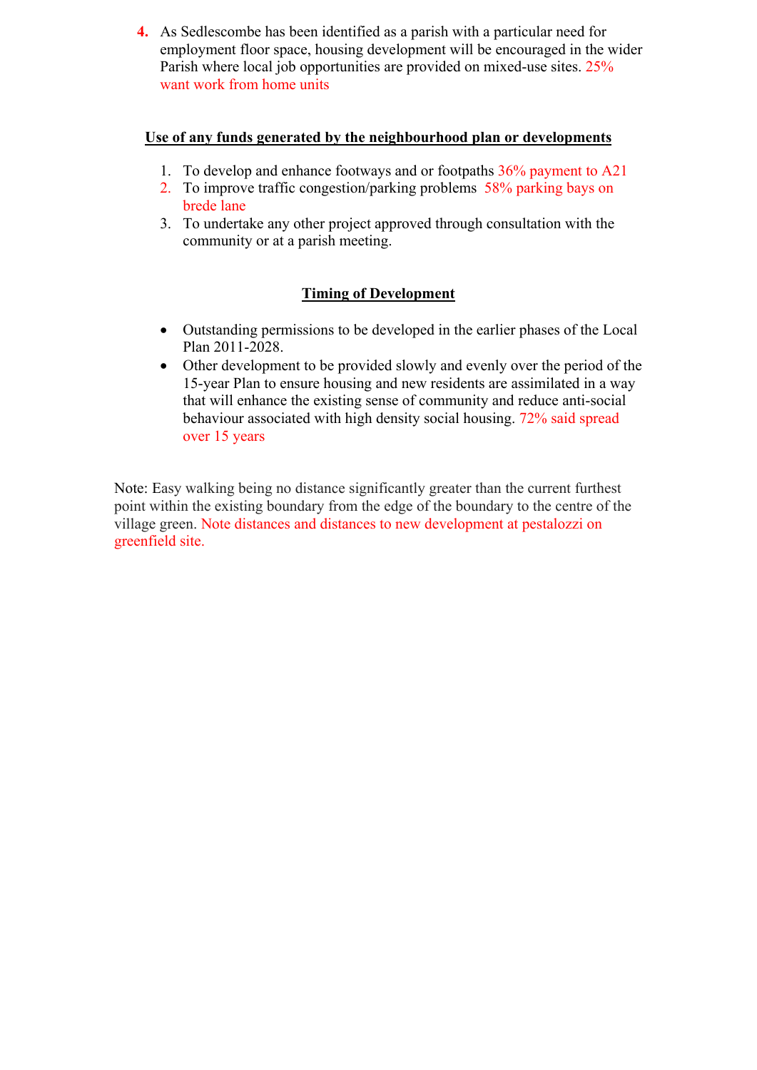4. As Sedlescombe has been identified as a parish with a particular need for employment floor space, housing development will be encouraged in the wider Parish where local job opportunities are provided on mixed-use sites. 25% want work from home units

## Use of any funds generated by the neighbourhood plan or developments

1. To develop and enhance footways and or footpaths 36% payment to A21
2. To improve traffic congestion/parking problems 58% parking bays on brede lane
3. To undertake any other project approved through consultation with the community or at a parish meeting.

## Timing of Development

- Outstanding permissions to be developed in the earlier phases of the Local Plan 2011-2028.
- Other development to be provided slowly and evenly over the period of the 15-year Plan to ensure housing and new residents are assimilated in a way that will enhance the existing sense of community and reduce anti-social behaviour associated with high density social housing. 72% said spread over 15 years

Note: Easy walking being no distance significantly greater than the current furthest point within the existing boundary from the edge of the boundary to the centre of the village green. Note distances and distances to new development at pestalozzi on greenfield site.